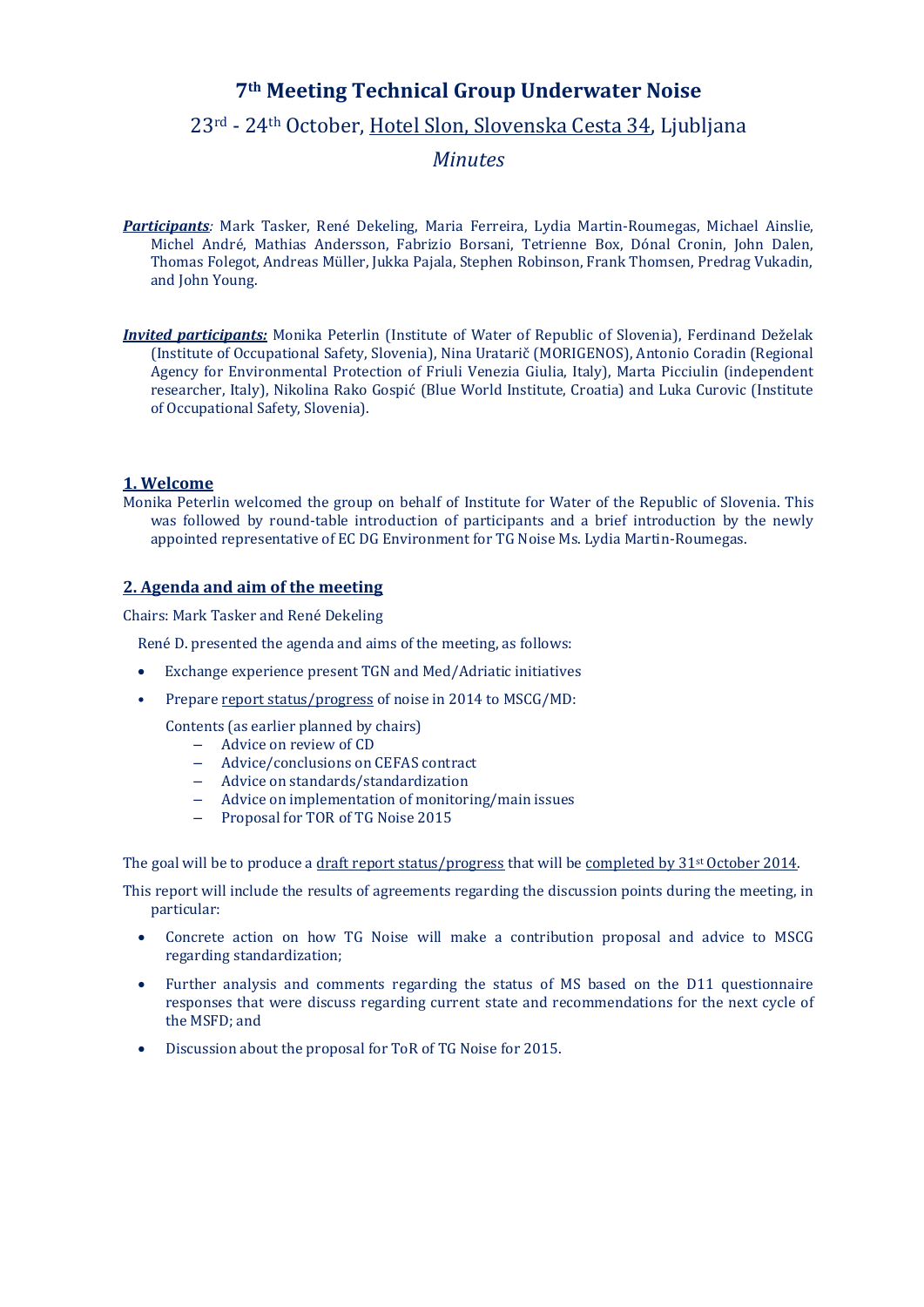# 7th Meeting Technical Group Underwater Noise

## 23rd - 24th October, Hotel Slon, Slovenska Cesta 34, Ljubljana

## *Minutes*

***Participants**:* Mark Tasker, René Dekeling, Maria Ferreira, Lydia Martin-Roumegas, Michael Ainslie, Michel André, Mathias Andersson, Fabrizio Borsani, Tetrienne Box, Dónal Cronin, John Dalen, Thomas Folegot, Andreas Müller, Jukka Pajala, Stephen Robinson, Frank Thomsen, Predrag Vukadin, and John Young.

***Invited participants:*** Monika Peterlin (Institute of Water of Republic of Slovenia), Ferdinand Deželak (Institute of Occupational Safety, Slovenia), Nina Uratarič (MORIGENOS), Antonio Coradin (Regional Agency for Environmental Protection of Friuli Venezia Giulia, Italy), Marta Picciulin (independent researcher, Italy), Nikolina Rako Gospić (Blue World Institute, Croatia) and Luka Curovic (Institute of Occupational Safety, Slovenia).

### 1. Welcome

Monika Peterlin welcomed the group on behalf of Institute for Water of the Republic of Slovenia. This was followed by round-table introduction of participants and a brief introduction by the newly appointed representative of EC DG Environment for TG Noise Ms. Lydia Martin-Roumegas.

### 2. Agenda and aim of the meeting

Chairs: Mark Tasker and René Dekeling

René D. presented the agenda and aims of the meeting, as follows:

- Exchange experience present TGN and Med/Adriatic initiatives
- Prepare report status/progress of noise in 2014 to MSCG/MD:

  Contents (as earlier planned by chairs)
  - Advice on review of CD
  - Advice/conclusions on CEFAS contract
  - Advice on standards/standardization
  - Advice on implementation of monitoring/main issues
  - Proposal for TOR of TG Noise 2015

The goal will be to produce a draft report status/progress that will be completed by 31st October 2014.

This report will include the results of agreements regarding the discussion points during the meeting, in particular:

- Concrete action on how TG Noise will make a contribution proposal and advice to MSCG regarding standardization;
- Further analysis and comments regarding the status of MS based on the D11 questionnaire responses that were discuss regarding current state and recommendations for the next cycle of the MSFD; and
- Discussion about the proposal for ToR of TG Noise for 2015.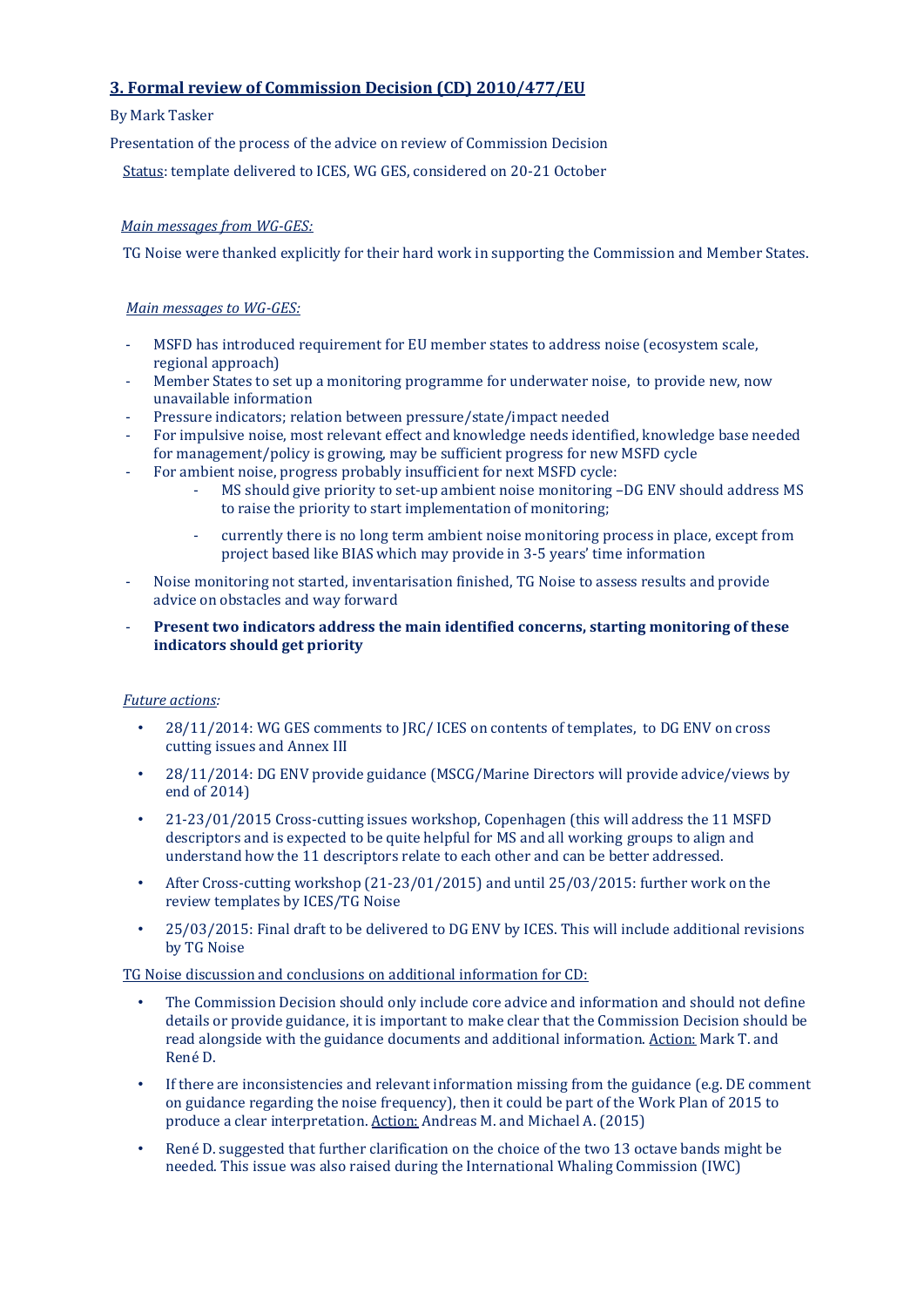## 3. Formal review of Commission Decision (CD) 2010/477/EU

By Mark Tasker

Presentation of the process of the advice on review of Commission Decision

Status: template delivered to ICES, WG GES, considered on 20-21 October

*Main messages from WG-GES:*

TG Noise were thanked explicitly for their hard work in supporting the Commission and Member States.

*Main messages to WG-GES:*

- MSFD has introduced requirement for EU member states to address noise (ecosystem scale, regional approach)
- Member States to set up a monitoring programme for underwater noise, to provide new, now unavailable information
- Pressure indicators; relation between pressure/state/impact needed
- For impulsive noise, most relevant effect and knowledge needs identified, knowledge base needed for management/policy is growing, may be sufficient progress for new MSFD cycle
- For ambient noise, progress probably insufficient for next MSFD cycle:
    - MS should give priority to set-up ambient noise monitoring –DG ENV should address MS to raise the priority to start implementation of monitoring;
    - currently there is no long term ambient noise monitoring process in place, except from project based like BIAS which may provide in 3-5 years' time information
- Noise monitoring not started, inventarisation finished, TG Noise to assess results and provide advice on obstacles and way forward
- **Present two indicators address the main identified concerns, starting monitoring of these indicators should get priority**

*Future actions:*

- 28/11/2014: WG GES comments to JRC/ ICES on contents of templates, to DG ENV on cross cutting issues and Annex III
- 28/11/2014: DG ENV provide guidance (MSCG/Marine Directors will provide advice/views by end of 2014)
- 21-23/01/2015 Cross-cutting issues workshop, Copenhagen (this will address the 11 MSFD descriptors and is expected to be quite helpful for MS and all working groups to align and understand how the 11 descriptors relate to each other and can be better addressed.
- After Cross-cutting workshop (21-23/01/2015) and until 25/03/2015: further work on the review templates by ICES/TG Noise
- 25/03/2015: Final draft to be delivered to DG ENV by ICES. This will include additional revisions by TG Noise

TG Noise discussion and conclusions on additional information for CD:

- The Commission Decision should only include core advice and information and should not define details or provide guidance, it is important to make clear that the Commission Decision should be read alongside with the guidance documents and additional information. Action: Mark T. and René D.
- If there are inconsistencies and relevant information missing from the guidance (e.g. DE comment on guidance regarding the noise frequency), then it could be part of the Work Plan of 2015 to produce a clear interpretation. Action: Andreas M. and Michael A. (2015)
- René D. suggested that further clarification on the choice of the two 13 octave bands might be needed. This issue was also raised during the International Whaling Commission (IWC)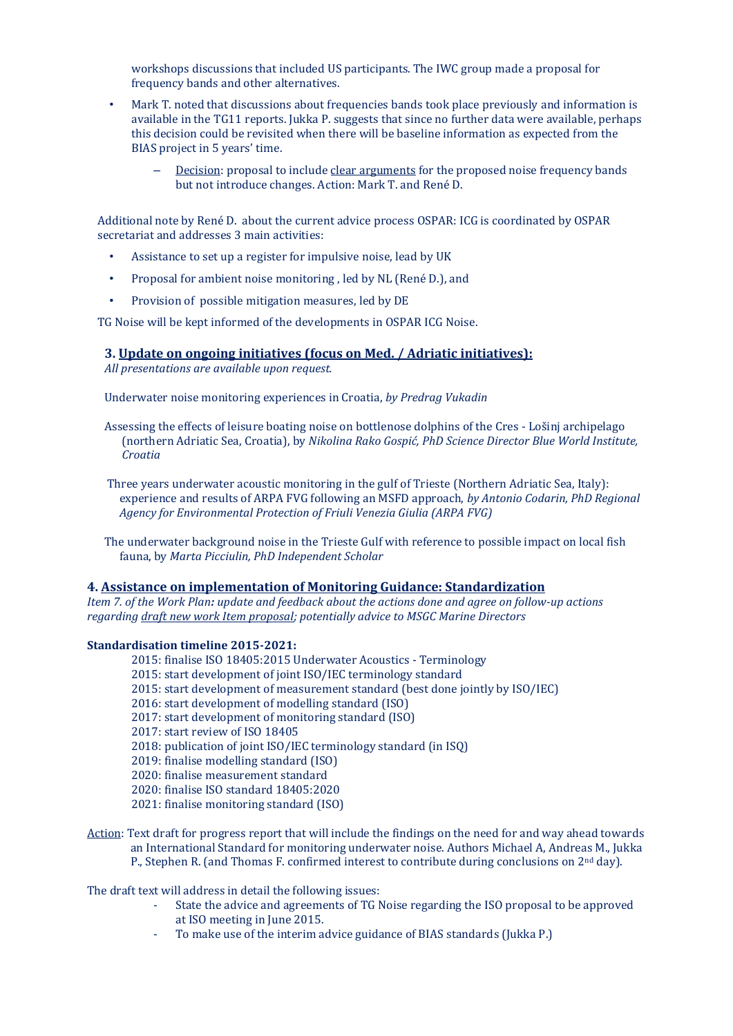workshops discussions that included US participants. The IWC group made a proposal for frequency bands and other alternatives.

- Mark T. noted that discussions about frequencies bands took place previously and information is available in the TG11 reports. Jukka P. suggests that since no further data were available, perhaps this decision could be revisited when there will be baseline information as expected from the BIAS project in 5 years' time.
  - Decision: proposal to include clear arguments for the proposed noise frequency bands but not introduce changes. Action: Mark T. and René D.

Additional note by René D. about the current advice process OSPAR: ICG is coordinated by OSPAR secretariat and addresses 3 main activities:

- Assistance to set up a register for impulsive noise, lead by UK
- Proposal for ambient noise monitoring , led by NL (René D.), and
- Provision of possible mitigation measures, led by DE

TG Noise will be kept informed of the developments in OSPAR ICG Noise.

### 3. Update on ongoing initiatives (focus on Med. / Adriatic initiatives):

*All presentations are available upon request.*

Underwater noise monitoring experiences in Croatia, *by Predrag Vukadin*

Assessing the effects of leisure boating noise on bottlenose dolphins of the Cres - Lošinj archipelago (northern Adriatic Sea, Croatia), by *Nikolina Rako Gospić, PhD Science Director Blue World Institute, Croatia*

Three years underwater acoustic monitoring in the gulf of Trieste (Northern Adriatic Sea, Italy): experience and results of ARPA FVG following an MSFD approach, *by Antonio Codarin, PhD Regional Agency for Environmental Protection of Friuli Venezia Giulia (ARPA FVG)*

The underwater background noise in the Trieste Gulf with reference to possible impact on local fish fauna, by *Marta Picciulin, PhD Independent Scholar*

### 4. Assistance on implementation of Monitoring Guidance: Standardization

*Item 7. of the Work Plan: update and feedback about the actions done and agree on follow-up actions regarding draft new work Item proposal; potentially advice to MSGC Marine Directors*

**Standardisation timeline 2015-2021:**

2015: finalise ISO 18405:2015 Underwater Acoustics - Terminology
2015: start development of joint ISO/IEC terminology standard
2015: start development of measurement standard (best done jointly by ISO/IEC)
2016: start development of modelling standard (ISO)
2017: start development of monitoring standard (ISO)
2017: start review of ISO 18405
2018: publication of joint ISO/IEC terminology standard (in ISQ)
2019: finalise modelling standard (ISO)
2020: finalise measurement standard
2020: finalise ISO standard 18405:2020
2021: finalise monitoring standard (ISO)

Action: Text draft for progress report that will include the findings on the need for and way ahead towards an International Standard for monitoring underwater noise. Authors Michael A, Andreas M., Jukka P., Stephen R. (and Thomas F. confirmed interest to contribute during conclusions on 2nd day).

The draft text will address in detail the following issues:

- State the advice and agreements of TG Noise regarding the ISO proposal to be approved at ISO meeting in June 2015.
- To make use of the interim advice guidance of BIAS standards (Jukka P.)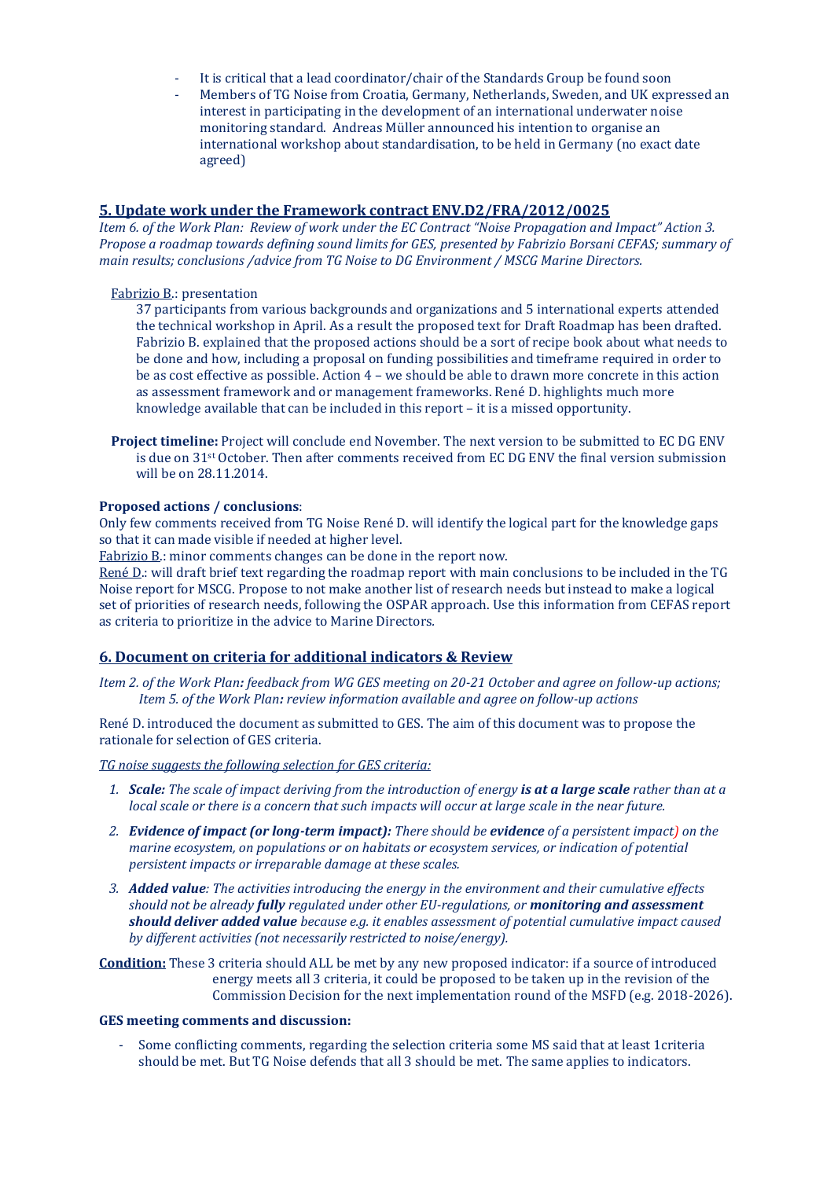- It is critical that a lead coordinator/chair of the Standards Group be found soon
- Members of TG Noise from Croatia, Germany, Netherlands, Sweden, and UK expressed an interest in participating in the development of an international underwater noise monitoring standard. Andreas Müller announced his intention to organise an international workshop about standardisation, to be held in Germany (no exact date agreed)

## 5. Update work under the Framework contract ENV.D2/FRA/2012/0025

*Item 6. of the Work Plan: Review of work under the EC Contract "Noise Propagation and Impact" Action 3. Propose a roadmap towards defining sound limits for GES, presented by Fabrizio Borsani CEFAS; summary of main results; conclusions /advice from TG Noise to DG Environment / MSCG Marine Directors.*

Fabrizio B.: presentation

37 participants from various backgrounds and organizations and 5 international experts attended the technical workshop in April. As a result the proposed text for Draft Roadmap has been drafted. Fabrizio B. explained that the proposed actions should be a sort of recipe book about what needs to be done and how, including a proposal on funding possibilities and timeframe required in order to be as cost effective as possible. Action 4 – we should be able to drawn more concrete in this action as assessment framework and or management frameworks. René D. highlights much more knowledge available that can be included in this report – it is a missed opportunity.

**Project timeline:** Project will conclude end November. The next version to be submitted to EC DG ENV is due on 31st October. Then after comments received from EC DG ENV the final version submission will be on 28.11.2014.

**Proposed actions / conclusions**:

Only few comments received from TG Noise René D. will identify the logical part for the knowledge gaps so that it can made visible if needed at higher level.

Fabrizio B.: minor comments changes can be done in the report now.

René D.: will draft brief text regarding the roadmap report with main conclusions to be included in the TG Noise report for MSCG. Propose to not make another list of research needs but instead to make a logical set of priorities of research needs, following the OSPAR approach. Use this information from CEFAS report as criteria to prioritize in the advice to Marine Directors.

## 6. Document on criteria for additional indicators & Review

*Item 2. of the Work Plan: feedback from WG GES meeting on 20-21 October and agree on follow-up actions; Item 5. of the Work Plan: review information available and agree on follow-up actions*

René D. introduced the document as submitted to GES. The aim of this document was to propose the rationale for selection of GES criteria.

*TG noise suggests the following selection for GES criteria:*

1. ***Scale:*** *The scale of impact deriving from the introduction of energy* ***is at a large scale*** *rather than at a local scale or there is a concern that such impacts will occur at large scale in the near future.*
2. ***Evidence of impact (or long-term impact):*** *There should be* ***evidence*** *of a persistent impact) on the marine ecosystem, on populations or on habitats or ecosystem services, or indication of potential persistent impacts or irreparable damage at these scales.*
3. ***Added value****: The activities introducing the energy in the environment and their cumulative effects should not be already* ***fully*** *regulated under other EU-regulations, or* ***monitoring and assessment should deliver added value*** *because e.g. it enables assessment of potential cumulative impact caused by different activities (not necessarily restricted to noise/energy).*

**Condition:** These 3 criteria should ALL be met by any new proposed indicator: if a source of introduced energy meets all 3 criteria, it could be proposed to be taken up in the revision of the Commission Decision for the next implementation round of the MSFD (e.g. 2018-2026).

**GES meeting comments and discussion:**

- Some conflicting comments, regarding the selection criteria some MS said that at least 1criteria should be met. But TG Noise defends that all 3 should be met. The same applies to indicators.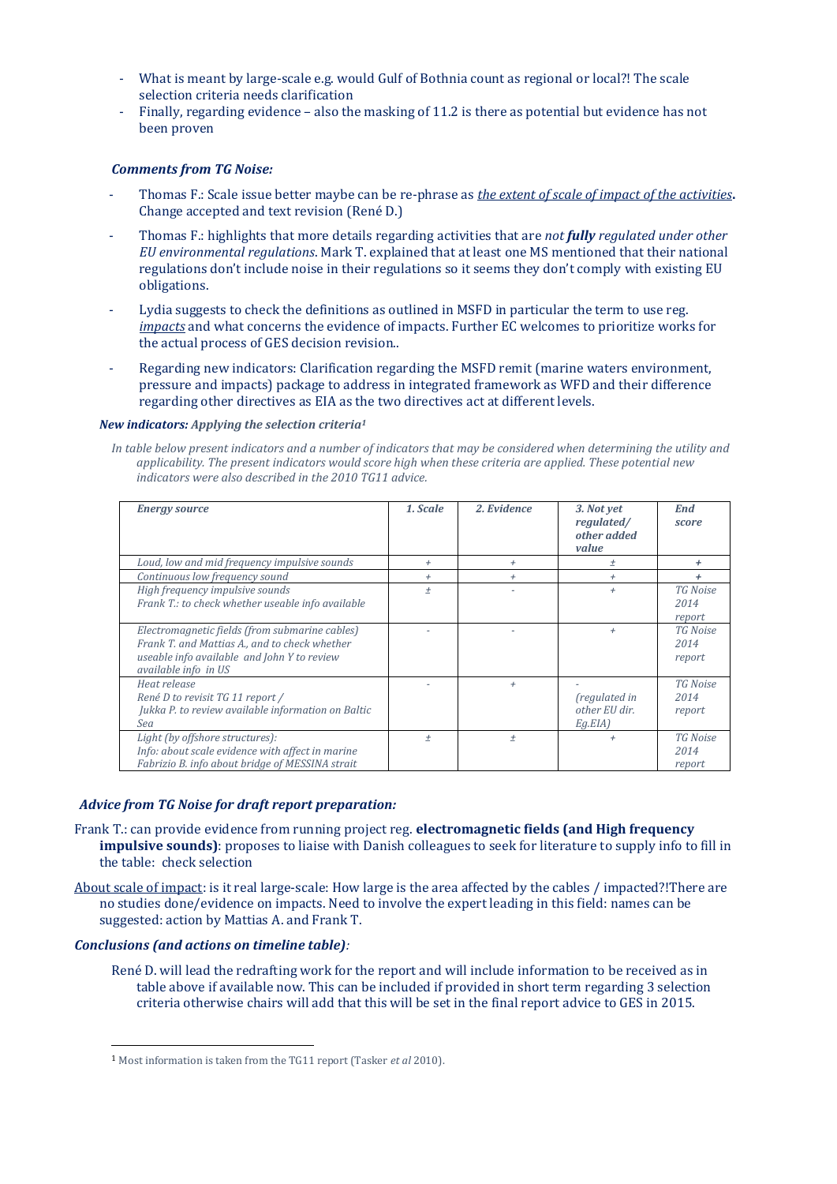- What is meant by large-scale e.g. would Gulf of Bothnia count as regional or local?! The scale selection criteria needs clarification
- Finally, regarding evidence – also the masking of 11.2 is there as potential but evidence has not been proven

***Comments from TG Noise:***

- Thomas F.: Scale issue better maybe can be re-phrase as *the extent of scale of impact of the activities***.** Change accepted and text revision (René D.)
- Thomas F.: highlights that more details regarding activities that are *not **fully** regulated under other EU environmental regulations*. Mark T. explained that at least one MS mentioned that their national regulations don't include noise in their regulations so it seems they don't comply with existing EU obligations.
- Lydia suggests to check the definitions as outlined in MSFD in particular the term to use reg. *impacts* and what concerns the evidence of impacts. Further EC welcomes to prioritize works for the actual process of GES decision revision..
- Regarding new indicators: Clarification regarding the MSFD remit (marine waters environment, pressure and impacts) package to address in integrated framework as WFD and their difference regarding other directives as EIA as the two directives act at different levels.

***New indicators:** Applying the selection criteria*[1]

*In table below present indicators and a number of indicators that may be considered when determining the utility and applicability. The present indicators would score high when these criteria are applied. These potential new indicators were also described in the 2010 TG11 advice.*

| *Energy source* | *1. Scale* | *2. Evidence* | *3. Not yet regulated/ other added value* | *End score* |
|---|---|---|---|---|
| *Loud, low and mid frequency impulsive sounds* | + | + | ± | + |
| *Continuous low frequency sound* | + | + | + | + |
| *High frequency impulsive sounds*<br>*Frank T.: to check whether useable info available* | ± | - | + | *TG Noise 2014 report* |
| *Electromagnetic fields (from submarine cables)*<br>*Frank T. and Mattias A., and to check whether useable info available and John Y to review available info in US* | - | - | + | *TG Noise 2014 report* |
| *Heat release*<br>*René D to revisit TG 11 report /*<br>*Jukka P. to review available information on Baltic Sea* | - | + | -<br>*(regulated in other EU dir. Eg.EIA)* | *TG Noise 2014 report* |
| *Light (by offshore structures):*<br>*Info: about scale evidence with affect in marine*<br>*Fabrizio B. info about bridge of MESSINA strait* | ± | ± | + | *TG Noise 2014 report* |

***Advice from TG Noise for draft report preparation:***

Frank T.: can provide evidence from running project reg. **electromagnetic fields (and High frequency impulsive sounds)**: proposes to liaise with Danish colleagues to seek for literature to supply info to fill in the table: check selection

<u>About scale of impact</u>: is it real large-scale: How large is the area affected by the cables / impacted?!There are no studies done/evidence on impacts. Need to involve the expert leading in this field: names can be suggested: action by Mattias A. and Frank T.

***Conclusions (and actions on timeline table)****:*

René D. will lead the redrafting work for the report and will include information to be received as in table above if available now. This can be included if provided in short term regarding 3 selection criteria otherwise chairs will add that this will be set in the final report advice to GES in 2015.

[1] Most information is taken from the TG11 report (Tasker *et al* 2010).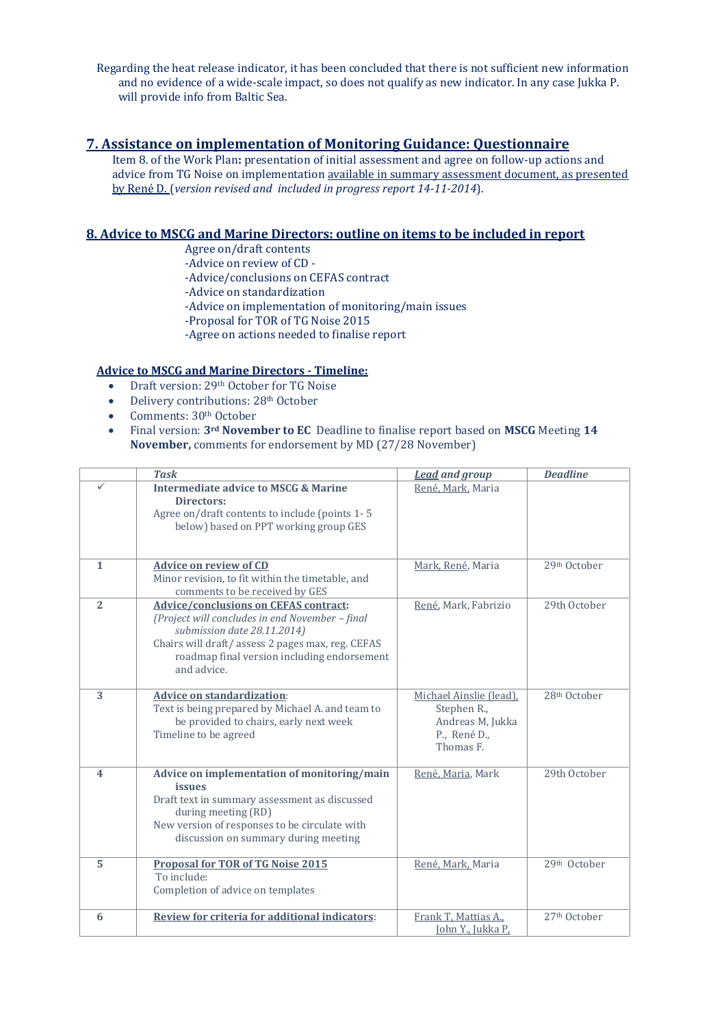Regarding the heat release indicator, it has been concluded that there is not sufficient new information and no evidence of a wide-scale impact, so does not qualify as new indicator. In any case Jukka P. will provide info from Baltic Sea.

## 7. Assistance on implementation of Monitoring Guidance: Questionnaire

Item 8. of the Work Plan**:** presentation of initial assessment and agree on follow-up actions and advice from TG Noise on implementation available in summary assessment document, as presented by René D. (*version revised and included in progress report 14-11-2014*).

## 8. Advice to MSCG and Marine Directors: outline on items to be included in report

Agree on/draft contents
-Advice on review of CD -
-Advice/conclusions on CEFAS contract
-Advice on standardization
-Advice on implementation of monitoring/main issues
-Proposal for TOR of TG Noise 2015
-Agree on actions needed to finalise report

### Advice to MSCG and Marine Directors - Timeline:

- Draft version: 29th October for TG Noise
- Delivery contributions: 28th October
- Comments: 30th October
- Final version: **3rd November to EC** Deadline to finalise report based on **MSCG** Meeting **14 November,** comments for endorsement by MD (27/28 November)

| | *Task* | *Lead and group* | *Deadline* |
|---|---|---|---|
| ✓ | **Intermediate advice to MSCG & Marine Directors:** Agree on/draft contents to include (points 1- 5 below) based on PPT working group GES | René, Mark, Maria | |
| **1** | **Advice on review of CD** Minor revision, to fit within the timetable, and comments to be received by GES | Mark, René, Maria | 29th October |
| **2** | **Advice/conclusions on CEFAS contract:** *(Project will concludes in end November – final submission date 28.11.2014)* Chairs will draft/ assess 2 pages max, reg. CEFAS roadmap final version including endorsement and advice. | René, Mark, Fabrizio | 29th October |
| **3** | **Advice on standardization**: Text is being prepared by Michael A. and team to be provided to chairs, early next week Timeline to be agreed | Michael Ainslie (lead), Stephen R., Andreas M, Jukka P., René D., Thomas F. | 28th October |
| **4** | **Advice on implementation of monitoring/main issues** Draft text in summary assessment as discussed during meeting (RD) New version of responses to be circulate with discussion on summary during meeting | René, Maria, Mark | 29th October |
| **5** | **Proposal for TOR of TG Noise 2015** To include: Completion of advice on templates | René, Mark, Maria | 29th October |
| **6** | **Review for criteria for additional indicators**: | Frank T, Mattias A., John Y., Jukka P, | 27th October |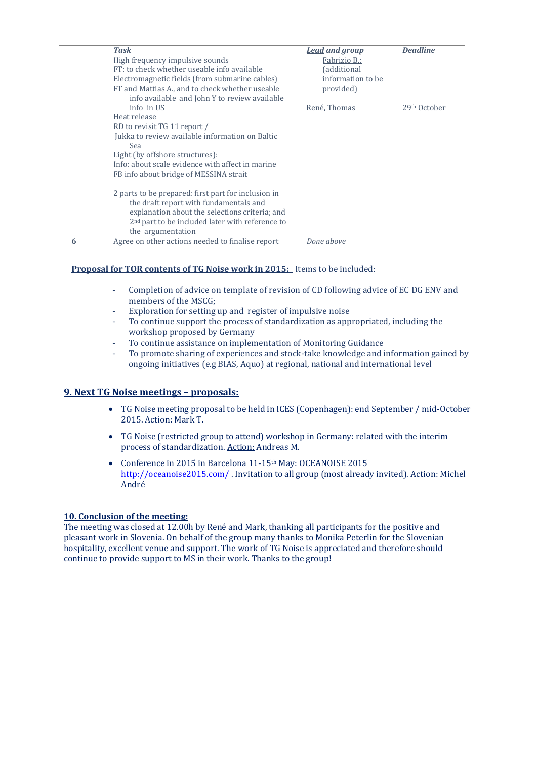| | *Task* | *Lead and group* | *Deadline* |
|---|---|---|---|
| | High frequency impulsive sounds<br>FT: to check whether useable info available<br>Electromagnetic fields (from submarine cables)<br>FT and Mattias A., and to check whether useable info available and John Y to review available info in US<br>Heat release<br>RD to revisit TG 11 report /<br>Jukka to review available information on Baltic Sea<br>Light (by offshore structures):<br>Info: about scale evidence with affect in marine<br>FB info about bridge of MESSINA strait<br><br>2 parts to be prepared: first part for inclusion in the draft report with fundamentals and explanation about the selections criteria; and 2nd part to be included later with reference to the argumentation | Fabrizio B.: (additional information to be provided)<br><br>René, Thomas | <br><br><br><br><br>29th October |
| 6 | Agree on other actions needed to finalise report | *Done above* | |

**Proposal for TOR contents of TG Noise work in 2015:** Items to be included:

- Completion of advice on template of revision of CD following advice of EC DG ENV and members of the MSCG;
- Exploration for setting up and register of impulsive noise
- To continue support the process of standardization as appropriated, including the workshop proposed by Germany
- To continue assistance on implementation of Monitoring Guidance
- To promote sharing of experiences and stock-take knowledge and information gained by ongoing initiatives (e.g BIAS, Aquo) at regional, national and international level

## 9. Next TG Noise meetings – proposals:

- TG Noise meeting proposal to be held in ICES (Copenhagen): end September / mid-October 2015. Action: Mark T.
- TG Noise (restricted group to attend) workshop in Germany: related with the interim process of standardization. Action: Andreas M.
- Conference in 2015 in Barcelona 11-15th May: OCEANOISE 2015 http://oceanoise2015.com/ . Invitation to all group (most already invited). Action: Michel André

**10. Conclusion of the meeting:**

The meeting was closed at 12.00h by René and Mark, thanking all participants for the positive and pleasant work in Slovenia. On behalf of the group many thanks to Monika Peterlin for the Slovenian hospitality, excellent venue and support. The work of TG Noise is appreciated and therefore should continue to provide support to MS in their work. Thanks to the group!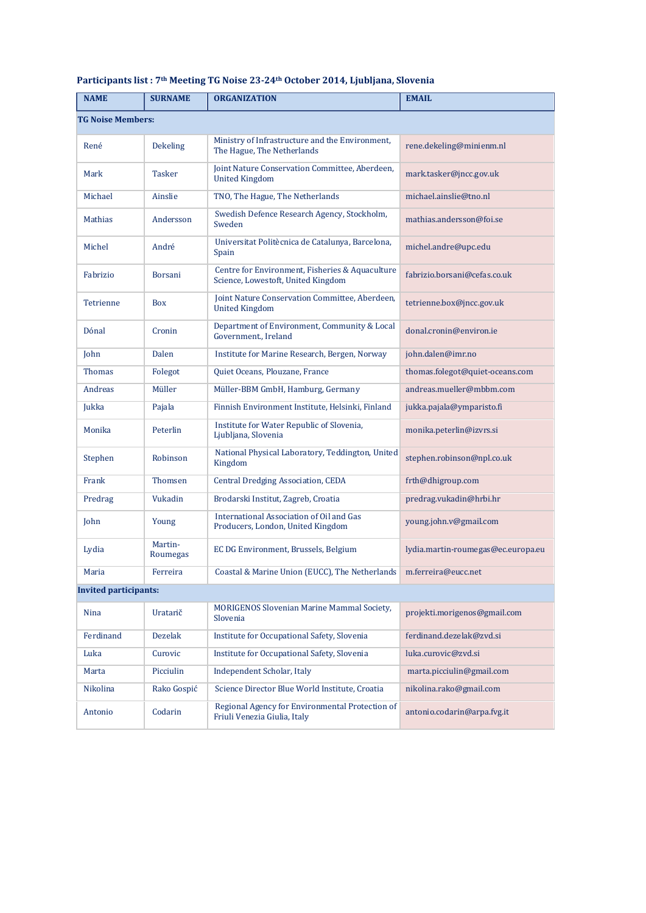**Participants list : 7th Meeting TG Noise 23-24th October 2014, Ljubljana, Slovenia**

| NAME | SURNAME | ORGANIZATION | EMAIL |
|---|---|---|---|
| **TG Noise Members:** | | | |
| René | Dekeling | Ministry of Infrastructure and the Environment, The Hague, The Netherlands | rene.dekeling@minienm.nl |
| Mark | Tasker | Joint Nature Conservation Committee, Aberdeen, United Kingdom | mark.tasker@jncc.gov.uk |
| Michael | Ainslie | TNO, The Hague, The Netherlands | michael.ainslie@tno.nl |
| Mathias | Andersson | Swedish Defence Research Agency, Stockholm, Sweden | mathias.andersson@foi.se |
| Michel | André | Universitat Politècnica de Catalunya, Barcelona, Spain | michel.andre@upc.edu |
| Fabrizio | Borsani | Centre for Environment, Fisheries & Aquaculture Science, Lowestoft, United Kingdom | fabrizio.borsani@cefas.co.uk |
| Tetrienne | Box | Joint Nature Conservation Committee, Aberdeen, United Kingdom | tetrienne.box@jncc.gov.uk |
| Dónal | Cronin | Department of Environment, Community & Local Government., Ireland | donal.cronin@environ.ie |
| John | Dalen | Institute for Marine Research, Bergen, Norway | john.dalen@imr.no |
| Thomas | Folegot | Quiet Oceans, Plouzane, France | thomas.folegot@quiet-oceans.com |
| Andreas | Müller | Müller-BBM GmbH, Hamburg, Germany | andreas.mueller@mbbm.com |
| Jukka | Pajala | Finnish Environment Institute, Helsinki, Finland | jukka.pajala@ymparisto.fi |
| Monika | Peterlin | Institute for Water Republic of Slovenia, Ljubljana, Slovenia | monika.peterlin@izvrs.si |
| Stephen | Robinson | National Physical Laboratory, Teddington, United Kingdom | stephen.robinson@npl.co.uk |
| Frank | Thomsen | Central Dredging Association, CEDA | frth@dhigroup.com |
| Predrag | Vukadin | Brodarski Institut, Zagreb, Croatia | predrag.vukadin@hrbi.hr |
| John | Young | International Association of Oil and Gas Producers, London, United Kingdom | young.john.v@gmail.com |
| Lydia | Martin-Roumegas | EC DG Environment, Brussels, Belgium | lydia.martin-roumegas@ec.europa.eu |
| Maria | Ferreira | Coastal & Marine Union (EUCC), The Netherlands | m.ferreira@eucc.net |
| **Invited participants:** | | | |
| Nina | Uratarič | MORIGENOS Slovenian Marine Mammal Society, Slovenia | projekti.morigenos@gmail.com |
| Ferdinand | Dezelak | Institute for Occupational Safety, Slovenia | ferdinand.dezelak@zvd.si |
| Luka | Curovic | Institute for Occupational Safety, Slovenia | luka.curovic@zvd.si |
| Marta | Picciulin | Independent Scholar, Italy | marta.picciulin@gmail.com |
| Nikolina | Rako Gospić | Science Director Blue World Institute, Croatia | nikolina.rako@gmail.com |
| Antonio | Codarin | Regional Agency for Environmental Protection of Friuli Venezia Giulia, Italy | antonio.codarin@arpa.fvg.it |